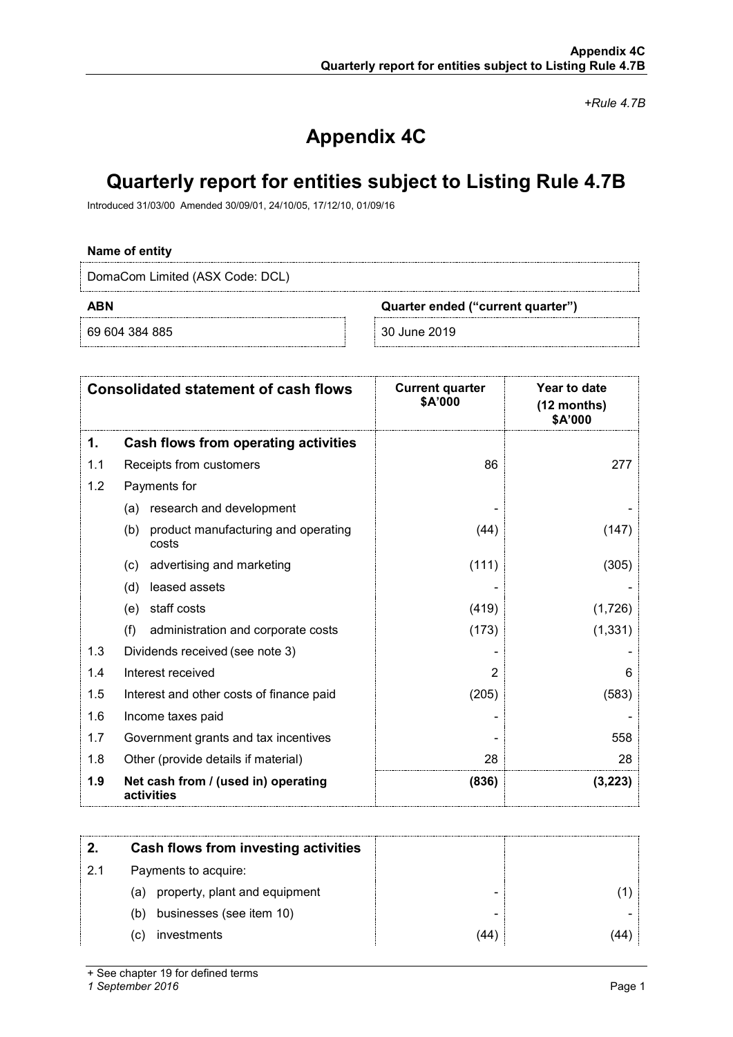*+Rule 4.7B*

# Appendix 4C

# Quarterly report for entities subject to Listing Rule 4.7B

Introduced 31/03/00 Amended 30/09/01, 24/10/05, 17/12/10, 01/09/16

**Name of entity**

DomaCom Limited (ASX Code: DCL)

| ABN | Quarter ended ("current quarter") |
|---|---|
| 69 604 384 885 | 30 June 2019 |

| | Consolidated statement of cash flows | Current quarter $A'000 | Year to date (12 months) $A'000 |
|---|---|---|---|
| **1.** | **Cash flows from operating activities** | | |
| 1.1 | Receipts from customers | 86 | 277 |
| 1.2 | Payments for | | |
| | (a) research and development | - | - |
| | (b) product manufacturing and operating costs | (44) | (147) |
| | (c) advertising and marketing | (111) | (305) |
| | (d) leased assets | - | - |
| | (e) staff costs | (419) | (1,726) |
| | (f) administration and corporate costs | (173) | (1,331) |
| 1.3 | Dividends received (see note 3) | - | - |
| 1.4 | Interest received | 2 | 6 |
| 1.5 | Interest and other costs of finance paid | (205) | (583) |
| 1.6 | Income taxes paid | - | - |
| 1.7 | Government grants and tax incentives | - | 558 |
| 1.8 | Other (provide details if material) | 28 | 28 |
| **1.9** | **Net cash from / (used in) operating activities** | **(836)** | **(3,223)** |

| | | | |
|---|---|---|---|
| **2.** | **Cash flows from investing activities** | | |
| 2.1 | Payments to acquire: | | |
| | (a) property, plant and equipment | - | (1) |
| | (b) businesses (see item 10) | - | - |
| | (c) investments | (44) | (44) |

+ See chapter 19 for defined terms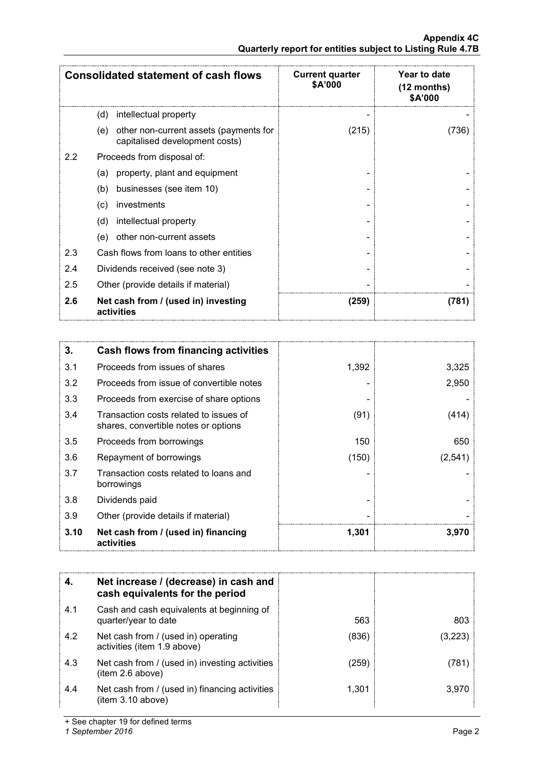| Consolidated statement of cash flows | | Current quarter $A'000 | Year to date (12 months) $A'000 |
|---|---|---|---|
| | (d) intellectual property | - | - |
| | (e) other non-current assets (payments for capitalised development costs) | (215) | (736) |
| 2.2 | Proceeds from disposal of: | | |
| | (a) property, plant and equipment | - | - |
| | (b) businesses (see item 10) | - | - |
| | (c) investments | - | - |
| | (d) intellectual property | - | - |
| | (e) other non-current assets | - | - |
| 2.3 | Cash flows from loans to other entities | - | - |
| 2.4 | Dividends received (see note 3) | - | - |
| 2.5 | Other (provide details if material) | - | - |
| **2.6** | **Net cash from / (used in) investing activities** | **(259)** | **(781)** |

| **3.** | **Cash flows from financing activities** | | |
|---|---|---|---|
| 3.1 | Proceeds from issues of shares | 1,392 | 3,325 |
| 3.2 | Proceeds from issue of convertible notes | - | 2,950 |
| 3.3 | Proceeds from exercise of share options | - | - |
| 3.4 | Transaction costs related to issues of shares, convertible notes or options | (91) | (414) |
| 3.5 | Proceeds from borrowings | 150 | 650 |
| 3.6 | Repayment of borrowings | (150) | (2,541) |
| 3.7 | Transaction costs related to loans and borrowings | - | - |
| 3.8 | Dividends paid | - | - |
| 3.9 | Other (provide details if material) | - | - |
| **3.10** | **Net cash from / (used in) financing activities** | **1,301** | **3,970** |

| **4.** | **Net increase / (decrease) in cash and cash equivalents for the period** | | |
|---|---|---|---|
| 4.1 | Cash and cash equivalents at beginning of quarter/year to date | 563 | 803 |
| 4.2 | Net cash from / (used in) operating activities (item 1.9 above) | (836) | (3,223) |
| 4.3 | Net cash from / (used in) investing activities (item 2.6 above) | (259) | (781) |
| 4.4 | Net cash from / (used in) financing activities (item 3.10 above) | 1,301 | 3,970 |

+ See chapter 19 for defined terms

*1 September 2016*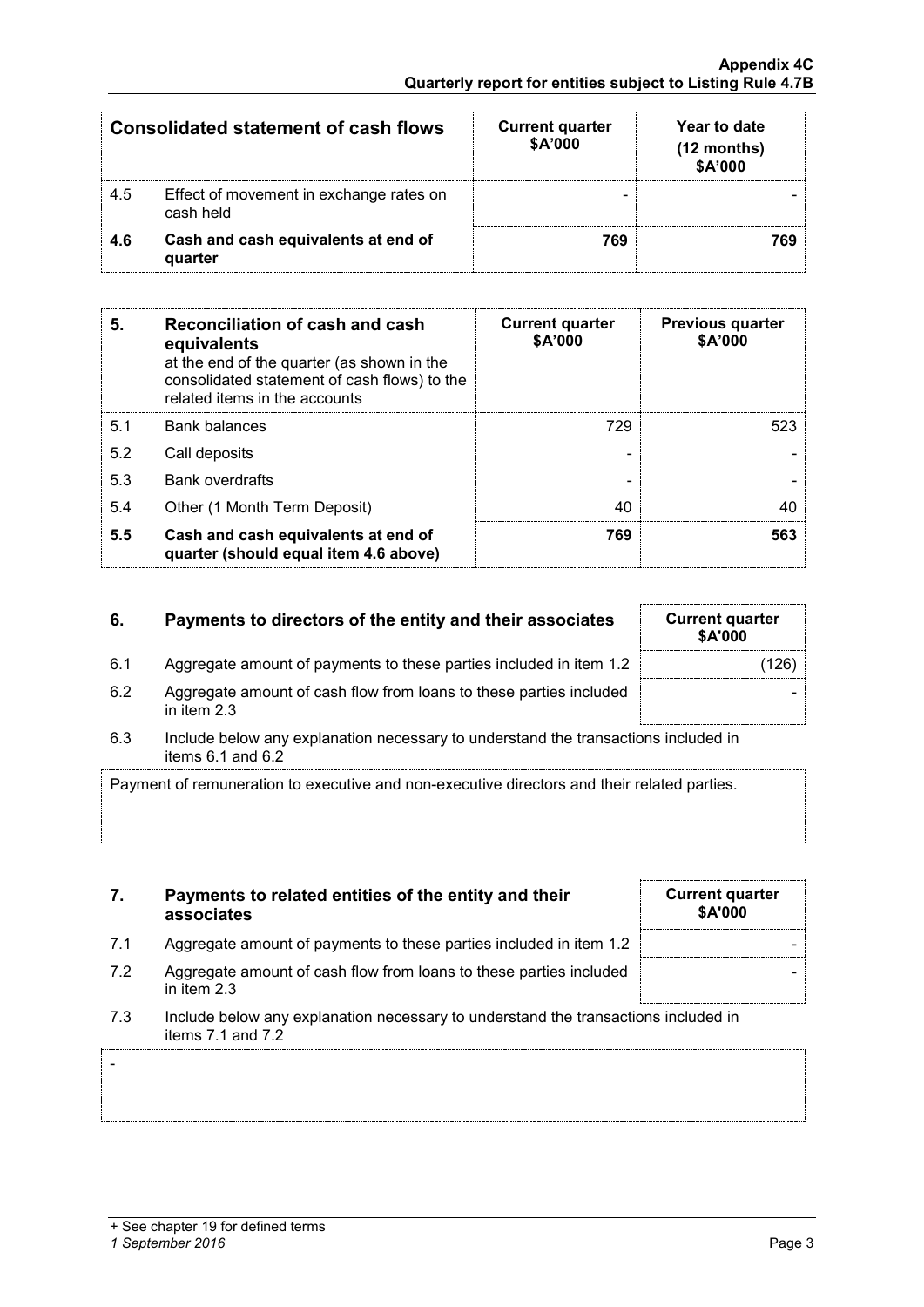| Consolidated statement of cash flows | | Current quarter $A'000 | Year to date (12 months) $A'000 |
|---|---|---|---|
| 4.5 | Effect of movement in exchange rates on cash held | - | - |
| **4.6** | **Cash and cash equivalents at end of quarter** | **769** | **769** |

| **5.** | **Reconciliation of cash and cash equivalents** at the end of the quarter (as shown in the consolidated statement of cash flows) to the related items in the accounts | **Current quarter $A'000** | **Previous quarter $A'000** |
|---|---|---|---|
| 5.1 | Bank balances | 729 | 523 |
| 5.2 | Call deposits | - | - |
| 5.3 | Bank overdrafts | - | - |
| 5.4 | Other (1 Month Term Deposit) | 40 | 40 |
| **5.5** | **Cash and cash equivalents at end of quarter (should equal item 4.6 above)** | **769** | **563** |

| **6.** | **Payments to directors of the entity and their associates** | **Current quarter $A'000** |
|---|---|---|
| 6.1 | Aggregate amount of payments to these parties included in item 1.2 | (126) |
| 6.2 | Aggregate amount of cash flow from loans to these parties included in item 2.3 | - |

6.3 Include below any explanation necessary to understand the transactions included in items 6.1 and 6.2

Payment of remuneration to executive and non-executive directors and their related parties.

| **7.** | **Payments to related entities of the entity and their associates** | **Current quarter $A'000** |
|---|---|---|
| 7.1 | Aggregate amount of payments to these parties included in item 1.2 | - |
| 7.2 | Aggregate amount of cash flow from loans to these parties included in item 2.3 | - |

7.3 Include below any explanation necessary to understand the transactions included in items 7.1 and 7.2

-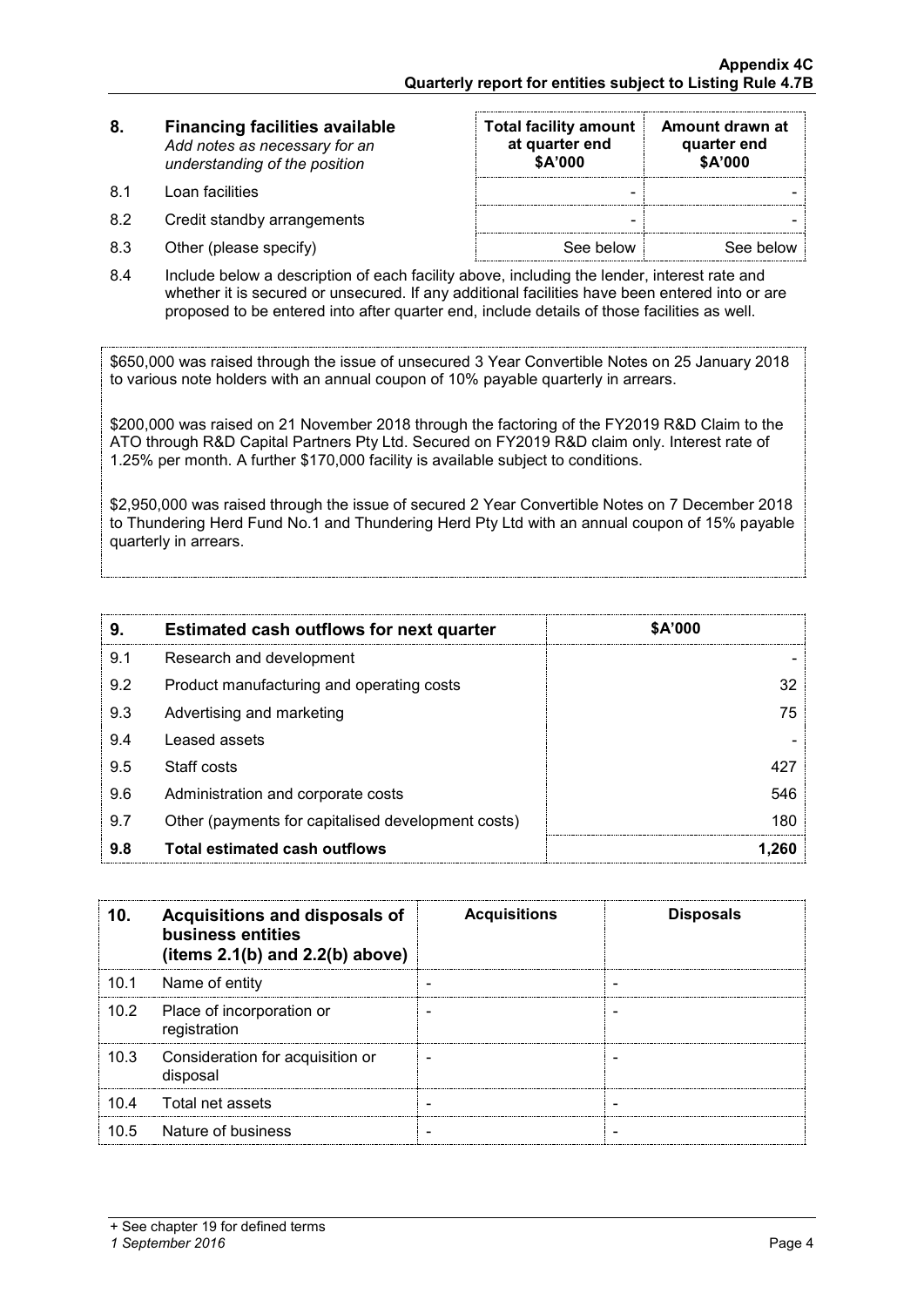| 8. | **Financing facilities available** *Add notes as necessary for an understanding of the position* | **Total facility amount at quarter end \$A'000** | **Amount drawn at quarter end \$A'000** |
|---|---|---|---|
| 8.1 | Loan facilities | - | - |
| 8.2 | Credit standby arrangements | - | - |
| 8.3 | Other (please specify) | See below | See below |

8.4 Include below a description of each facility above, including the lender, interest rate and whether it is secured or unsecured. If any additional facilities have been entered into or are proposed to be entered into after quarter end, include details of those facilities as well.

\$650,000 was raised through the issue of unsecured 3 Year Convertible Notes on 25 January 2018 to various note holders with an annual coupon of 10% payable quarterly in arrears.

\$200,000 was raised on 21 November 2018 through the factoring of the FY2019 R&D Claim to the ATO through R&D Capital Partners Pty Ltd. Secured on FY2019 R&D claim only. Interest rate of 1.25% per month. A further \$170,000 facility is available subject to conditions.

\$2,950,000 was raised through the issue of secured 2 Year Convertible Notes on 7 December 2018 to Thundering Herd Fund No.1 and Thundering Herd Pty Ltd with an annual coupon of 15% payable quarterly in arrears.

| 9. | **Estimated cash outflows for next quarter** | **\$A'000** |
|---|---|---|
| 9.1 | Research and development | - |
| 9.2 | Product manufacturing and operating costs | 32 |
| 9.3 | Advertising and marketing | 75 |
| 9.4 | Leased assets | - |
| 9.5 | Staff costs | 427 |
| 9.6 | Administration and corporate costs | 546 |
| 9.7 | Other (payments for capitalised development costs) | 180 |
| **9.8** | **Total estimated cash outflows** | **1,260** |

| 10. | **Acquisitions and disposals of business entities (items 2.1(b) and 2.2(b) above)** | **Acquisitions** | **Disposals** |
|---|---|---|---|
| 10.1 | Name of entity | - | - |
| 10.2 | Place of incorporation or registration | - | - |
| 10.3 | Consideration for acquisition or disposal | - | - |
| 10.4 | Total net assets | - | - |
| 10.5 | Nature of business | - | - |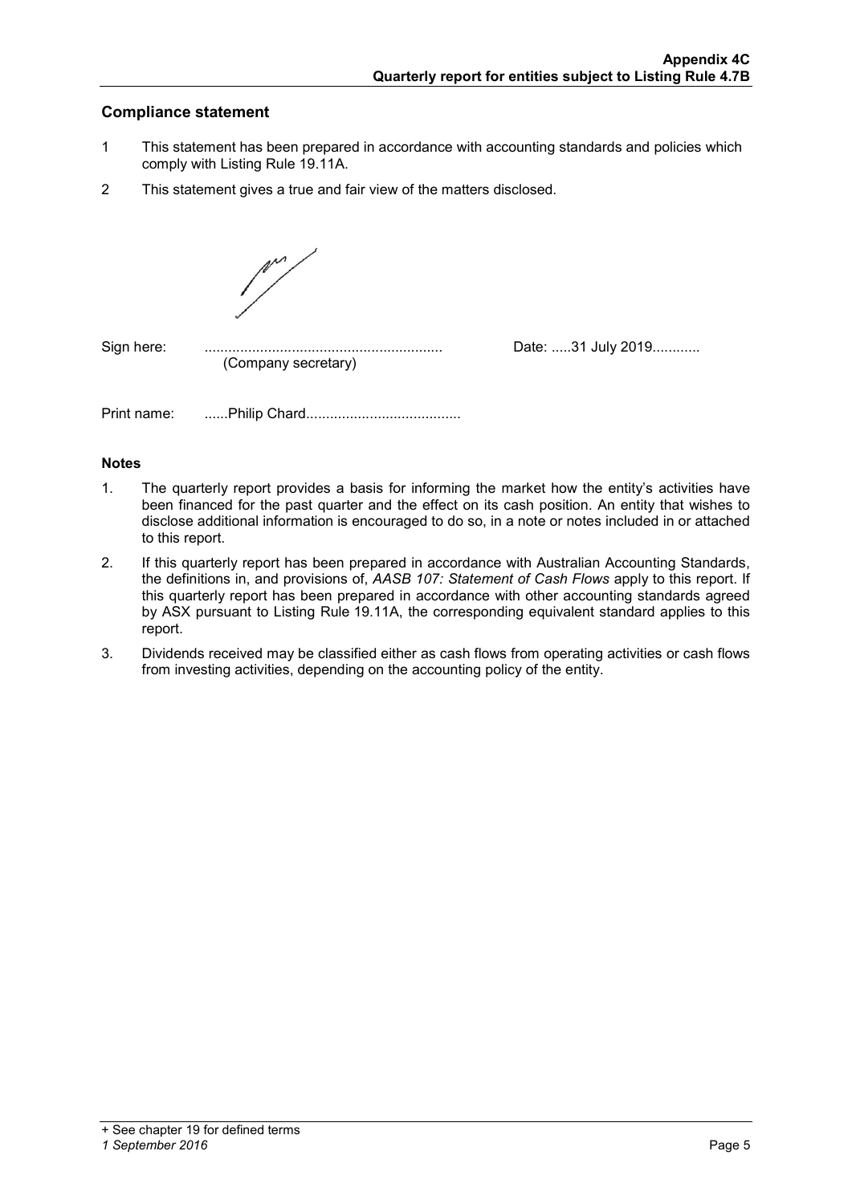## Compliance statement

1 This statement has been prepared in accordance with accounting standards and policies which comply with Listing Rule 19.11A.

2 This statement gives a true and fair view of the matters disclosed.

Sign here: ............................................................ (Company secretary) Date: .....31 July 2019............

Print name: ......Philip Chard.......................................

### Notes

1. The quarterly report provides a basis for informing the market how the entity's activities have been financed for the past quarter and the effect on its cash position. An entity that wishes to disclose additional information is encouraged to do so, in a note or notes included in or attached to this report.
2. If this quarterly report has been prepared in accordance with Australian Accounting Standards, the definitions in, and provisions of, *AASB 107: Statement of Cash Flows* apply to this report. If this quarterly report has been prepared in accordance with other accounting standards agreed by ASX pursuant to Listing Rule 19.11A, the corresponding equivalent standard applies to this report.
3. Dividends received may be classified either as cash flows from operating activities or cash flows from investing activities, depending on the accounting policy of the entity.